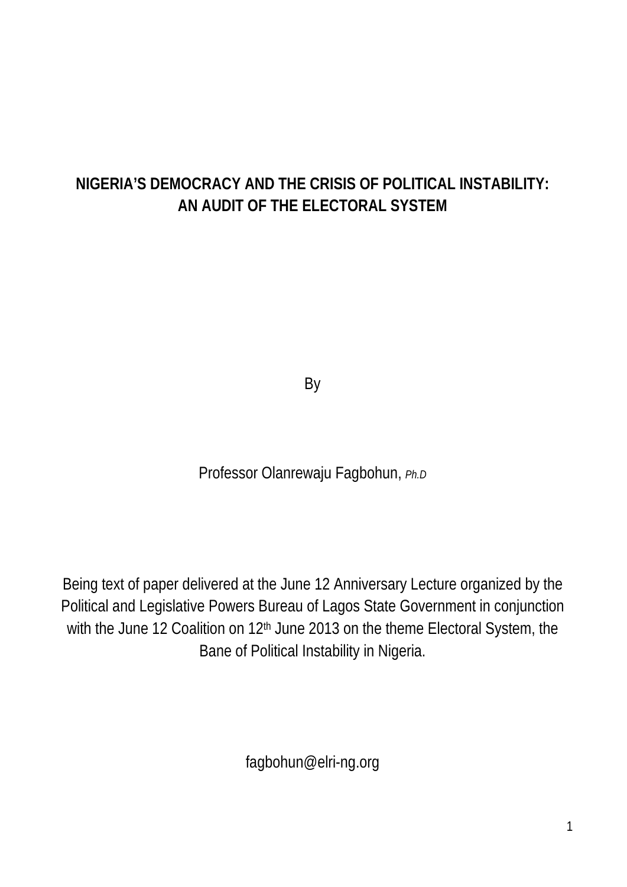# NIGERIA'S DEMOCRACY AND THE CRISIS OF POLITICAL INSTABILITY: AN AUDIT OF THE ELECTORAL SYSTEM

By

Professor Olanrewaju Fagbohun, *Ph.D*

Being text of paper delivered at the June 12 Anniversary Lecture organized by the Political and Legislative Powers Bureau of Lagos State Government in conjunction with the June 12 Coalition on 12th June 2013 on the theme Electoral System, the Bane of Political Instability in Nigeria.

fagbohun@elri-ng.org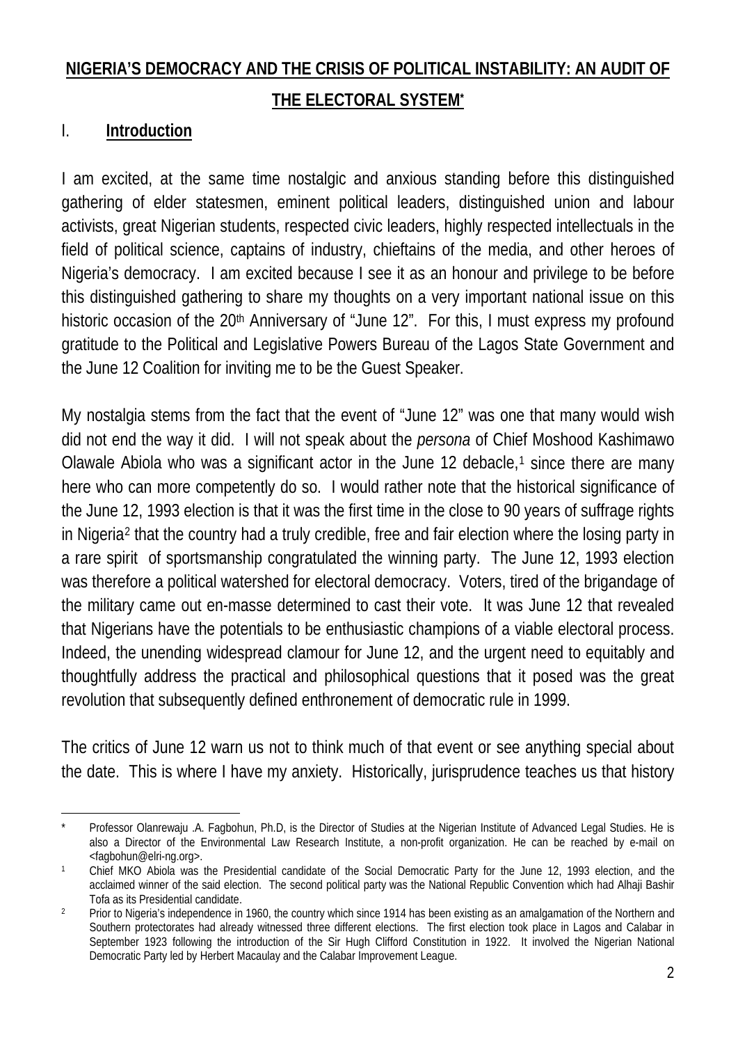**NIGERIA'S DEMOCRACY AND THE CRISIS OF POLITICAL INSTABILITY: AN AUDIT OF THE ELECTORAL SYSTEM***

## I. Introduction

I am excited, at the same time nostalgic and anxious standing before this distinguished gathering of elder statesmen, eminent political leaders, distinguished union and labour activists, great Nigerian students, respected civic leaders, highly respected intellectuals in the field of political science, captains of industry, chieftains of the media, and other heroes of Nigeria's democracy. I am excited because I see it as an honour and privilege to be before this distinguished gathering to share my thoughts on a very important national issue on this historic occasion of the 20th Anniversary of "June 12". For this, I must express my profound gratitude to the Political and Legislative Powers Bureau of the Lagos State Government and the June 12 Coalition for inviting me to be the Guest Speaker.

My nostalgia stems from the fact that the event of "June 12" was one that many would wish did not end the way it did. I will not speak about the *persona* of Chief Moshood Kashimawo Olawale Abiola who was a significant actor in the June 12 debacle,[1] since there are many here who can more competently do so. I would rather note that the historical significance of the June 12, 1993 election is that it was the first time in the close to 90 years of suffrage rights in Nigeria[2] that the country had a truly credible, free and fair election where the losing party in a rare spirit of sportsmanship congratulated the winning party. The June 12, 1993 election was therefore a political watershed for electoral democracy. Voters, tired of the brigandage of the military came out en-masse determined to cast their vote. It was June 12 that revealed that Nigerians have the potentials to be enthusiastic champions of a viable electoral process. Indeed, the unending widespread clamour for June 12, and the urgent need to equitably and thoughtfully address the practical and philosophical questions that it posed was the great revolution that subsequently defined enthronement of democratic rule in 1999.

The critics of June 12 warn us not to think much of that event or see anything special about the date. This is where I have my anxiety. Historically, jurisprudence teaches us that history

---

\* Professor Olanrewaju .A. Fagbohun, Ph.D, is the Director of Studies at the Nigerian Institute of Advanced Legal Studies. He is also a Director of the Environmental Law Research Institute, a non-profit organization. He can be reached by e-mail on <fagbohun@elri-ng.org>.

[1] Chief MKO Abiola was the Presidential candidate of the Social Democratic Party for the June 12, 1993 election, and the acclaimed winner of the said election. The second political party was the National Republic Convention which had Alhaji Bashir Tofa as its Presidential candidate.

[2] Prior to Nigeria's independence in 1960, the country which since 1914 has been existing as an amalgamation of the Northern and Southern protectorates had already witnessed three different elections. The first election took place in Lagos and Calabar in September 1923 following the introduction of the Sir Hugh Clifford Constitution in 1922. It involved the Nigerian National Democratic Party led by Herbert Macaulay and the Calabar Improvement League.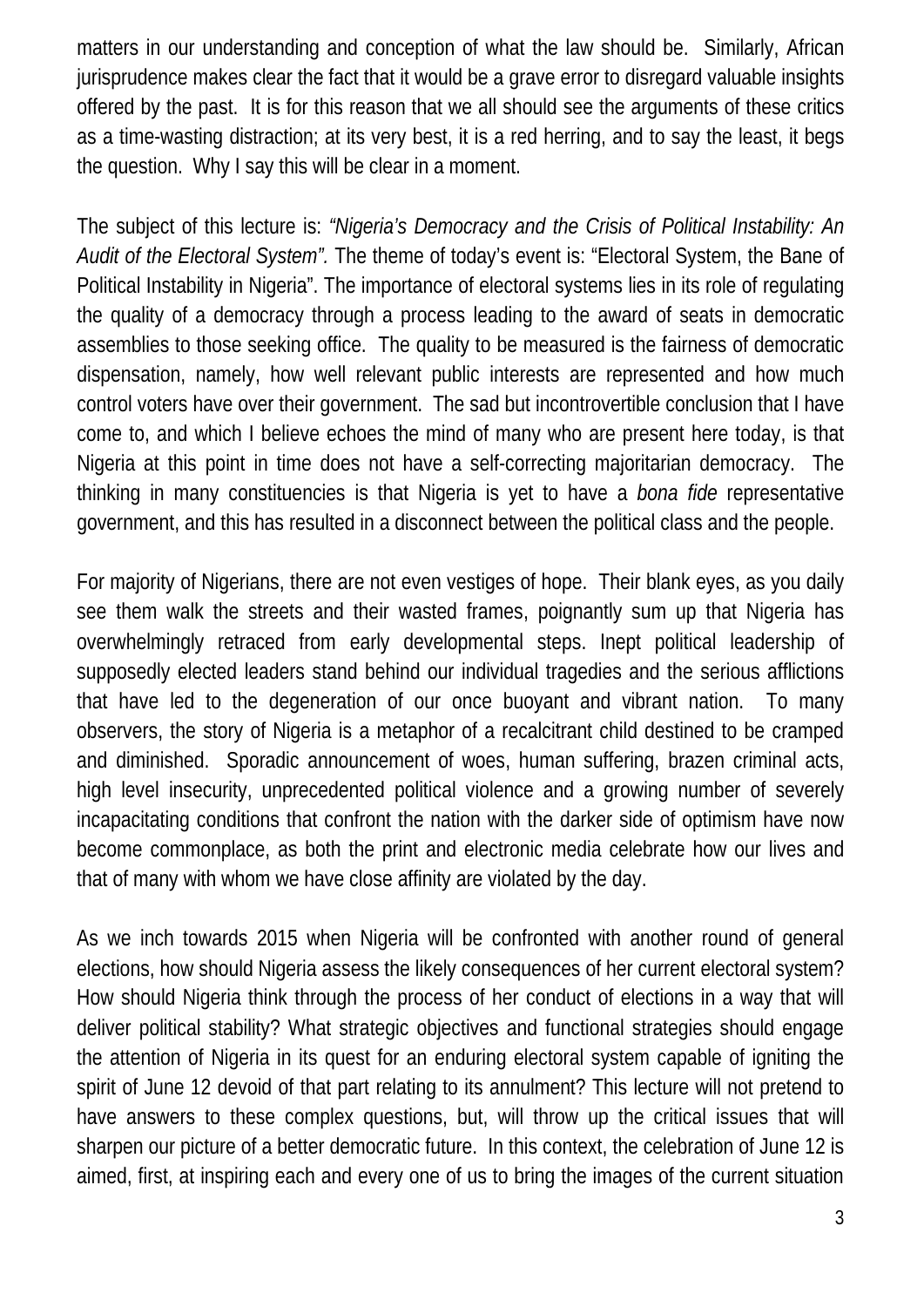matters in our understanding and conception of what the law should be. Similarly, African jurisprudence makes clear the fact that it would be a grave error to disregard valuable insights offered by the past. It is for this reason that we all should see the arguments of these critics as a time-wasting distraction; at its very best, it is a red herring, and to say the least, it begs the question. Why I say this will be clear in a moment.

The subject of this lecture is: *"Nigeria's Democracy and the Crisis of Political Instability: An Audit of the Electoral System".* The theme of today's event is: "Electoral System, the Bane of Political Instability in Nigeria". The importance of electoral systems lies in its role of regulating the quality of a democracy through a process leading to the award of seats in democratic assemblies to those seeking office. The quality to be measured is the fairness of democratic dispensation, namely, how well relevant public interests are represented and how much control voters have over their government. The sad but incontrovertible conclusion that I have come to, and which I believe echoes the mind of many who are present here today, is that Nigeria at this point in time does not have a self-correcting majoritarian democracy. The thinking in many constituencies is that Nigeria is yet to have a *bona fide* representative government, and this has resulted in a disconnect between the political class and the people.

For majority of Nigerians, there are not even vestiges of hope. Their blank eyes, as you daily see them walk the streets and their wasted frames, poignantly sum up that Nigeria has overwhelmingly retraced from early developmental steps. Inept political leadership of supposedly elected leaders stand behind our individual tragedies and the serious afflictions that have led to the degeneration of our once buoyant and vibrant nation. To many observers, the story of Nigeria is a metaphor of a recalcitrant child destined to be cramped and diminished. Sporadic announcement of woes, human suffering, brazen criminal acts, high level insecurity, unprecedented political violence and a growing number of severely incapacitating conditions that confront the nation with the darker side of optimism have now become commonplace, as both the print and electronic media celebrate how our lives and that of many with whom we have close affinity are violated by the day.

As we inch towards 2015 when Nigeria will be confronted with another round of general elections, how should Nigeria assess the likely consequences of her current electoral system? How should Nigeria think through the process of her conduct of elections in a way that will deliver political stability? What strategic objectives and functional strategies should engage the attention of Nigeria in its quest for an enduring electoral system capable of igniting the spirit of June 12 devoid of that part relating to its annulment? This lecture will not pretend to have answers to these complex questions, but, will throw up the critical issues that will sharpen our picture of a better democratic future. In this context, the celebration of June 12 is aimed, first, at inspiring each and every one of us to bring the images of the current situation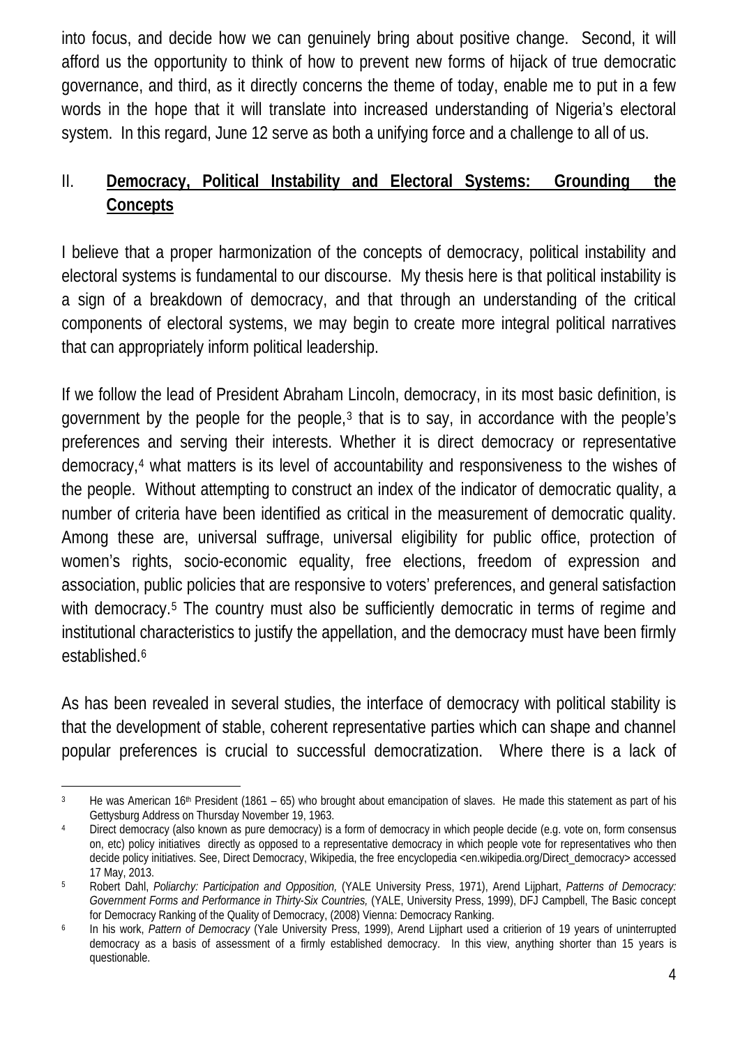into focus, and decide how we can genuinely bring about positive change. Second, it will afford us the opportunity to think of how to prevent new forms of hijack of true democratic governance, and third, as it directly concerns the theme of today, enable me to put in a few words in the hope that it will translate into increased understanding of Nigeria's electoral system. In this regard, June 12 serve as both a unifying force and a challenge to all of us.

## II. Democracy, Political Instability and Electoral Systems: Grounding the Concepts

I believe that a proper harmonization of the concepts of democracy, political instability and electoral systems is fundamental to our discourse. My thesis here is that political instability is a sign of a breakdown of democracy, and that through an understanding of the critical components of electoral systems, we may begin to create more integral political narratives that can appropriately inform political leadership.

If we follow the lead of President Abraham Lincoln, democracy, in its most basic definition, is government by the people for the people,[3] that is to say, in accordance with the people's preferences and serving their interests. Whether it is direct democracy or representative democracy,[4] what matters is its level of accountability and responsiveness to the wishes of the people. Without attempting to construct an index of the indicator of democratic quality, a number of criteria have been identified as critical in the measurement of democratic quality. Among these are, universal suffrage, universal eligibility for public office, protection of women's rights, socio-economic equality, free elections, freedom of expression and association, public policies that are responsive to voters' preferences, and general satisfaction with democracy.[5] The country must also be sufficiently democratic in terms of regime and institutional characteristics to justify the appellation, and the democracy must have been firmly established.[6]

As has been revealed in several studies, the interface of democracy with political stability is that the development of stable, coherent representative parties which can shape and channel popular preferences is crucial to successful democratization. Where there is a lack of

---

[3] He was American 16th President (1861 – 65) who brought about emancipation of slaves. He made this statement as part of his Gettysburg Address on Thursday November 19, 1963.

[4] Direct democracy (also known as pure democracy) is a form of democracy in which people decide (e.g. vote on, form consensus on, etc) policy initiatives directly as opposed to a representative democracy in which people vote for representatives who then decide policy initiatives. See, Direct Democracy, Wikipedia, the free encyclopedia <en.wikipedia.org/Direct_democracy> accessed 17 May, 2013.

[5] Robert Dahl, *Poliarchy: Participation and Opposition,* (YALE University Press, 1971), Arend Lijphart, *Patterns of Democracy: Government Forms and Performance in Thirty-Six Countries,* (YALE, University Press, 1999), DFJ Campbell, The Basic concept for Democracy Ranking of the Quality of Democracy, (2008) Vienna: Democracy Ranking.

[6] In his work, *Pattern of Democracy* (Yale University Press, 1999), Arend Lijphart used a critierion of 19 years of uninterrupted democracy as a basis of assessment of a firmly established democracy. In this view, anything shorter than 15 years is questionable.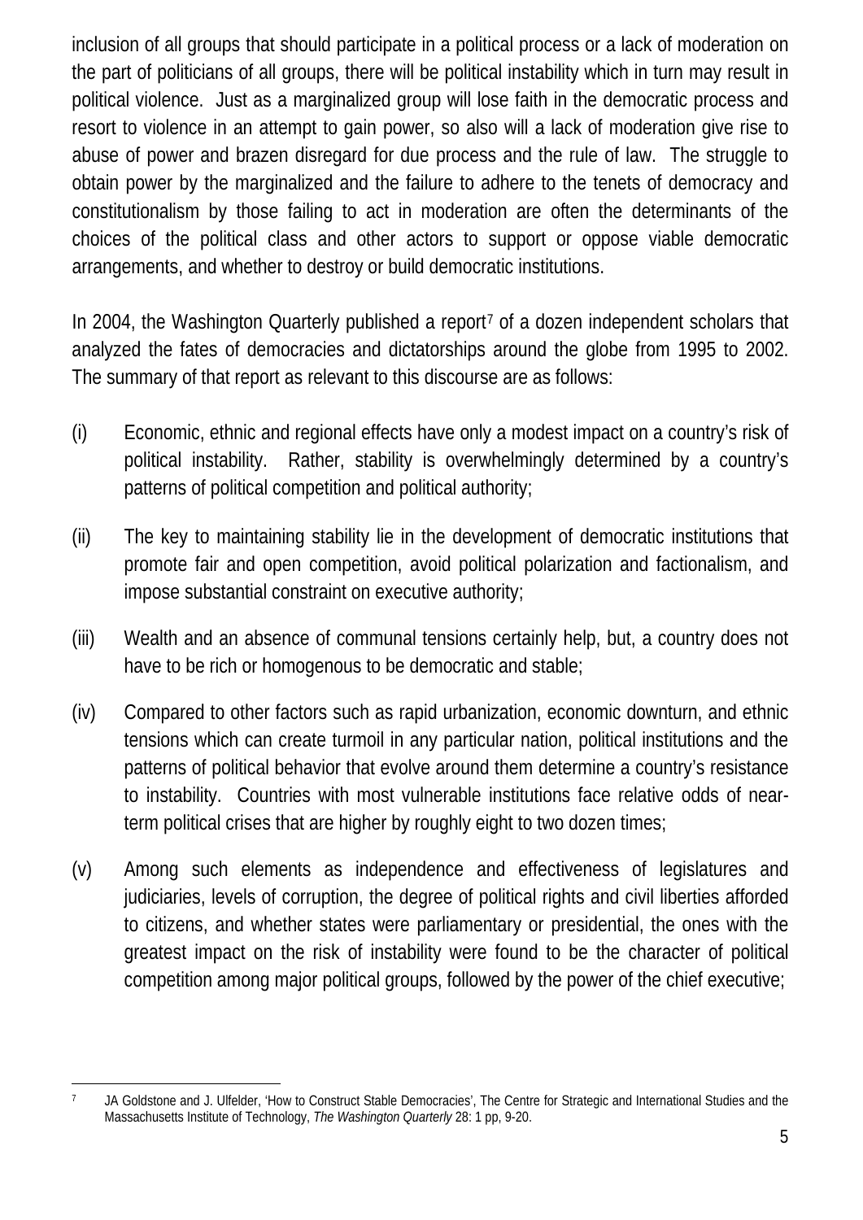inclusion of all groups that should participate in a political process or a lack of moderation on the part of politicians of all groups, there will be political instability which in turn may result in political violence. Just as a marginalized group will lose faith in the democratic process and resort to violence in an attempt to gain power, so also will a lack of moderation give rise to abuse of power and brazen disregard for due process and the rule of law. The struggle to obtain power by the marginalized and the failure to adhere to the tenets of democracy and constitutionalism by those failing to act in moderation are often the determinants of the choices of the political class and other actors to support or oppose viable democratic arrangements, and whether to destroy or build democratic institutions.

In 2004, the Washington Quarterly published a report[7] of a dozen independent scholars that analyzed the fates of democracies and dictatorships around the globe from 1995 to 2002. The summary of that report as relevant to this discourse are as follows:

(i) Economic, ethnic and regional effects have only a modest impact on a country's risk of political instability. Rather, stability is overwhelmingly determined by a country's patterns of political competition and political authority;

(ii) The key to maintaining stability lie in the development of democratic institutions that promote fair and open competition, avoid political polarization and factionalism, and impose substantial constraint on executive authority;

(iii) Wealth and an absence of communal tensions certainly help, but, a country does not have to be rich or homogenous to be democratic and stable;

(iv) Compared to other factors such as rapid urbanization, economic downturn, and ethnic tensions which can create turmoil in any particular nation, political institutions and the patterns of political behavior that evolve around them determine a country's resistance to instability. Countries with most vulnerable institutions face relative odds of near-term political crises that are higher by roughly eight to two dozen times;

(v) Among such elements as independence and effectiveness of legislatures and judiciaries, levels of corruption, the degree of political rights and civil liberties afforded to citizens, and whether states were parliamentary or presidential, the ones with the greatest impact on the risk of instability were found to be the character of political competition among major political groups, followed by the power of the chief executive;

---

[7] JA Goldstone and J. Ulfelder, 'How to Construct Stable Democracies', The Centre for Strategic and International Studies and the Massachusetts Institute of Technology, *The Washington Quarterly* 28: 1 pp, 9-20.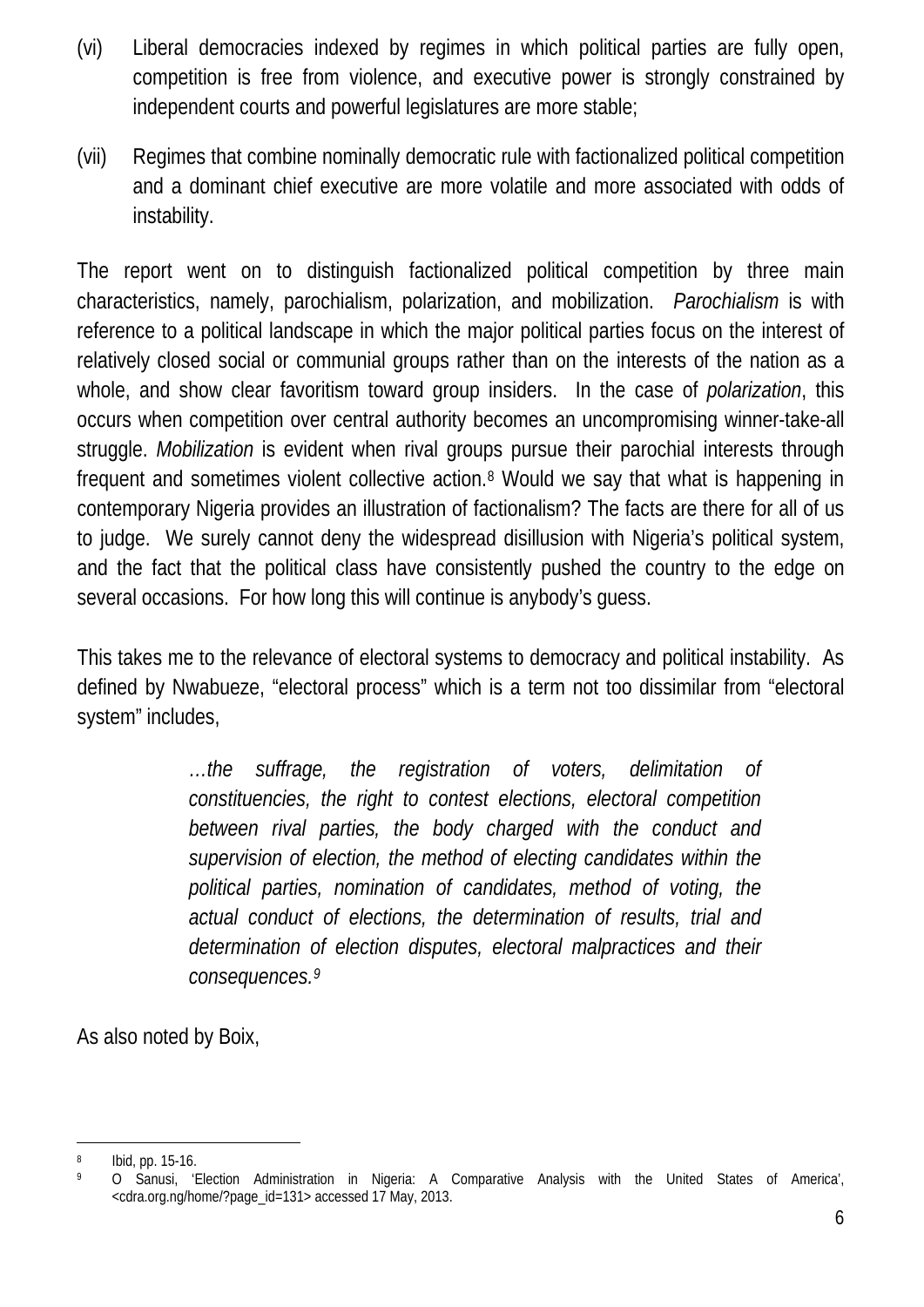(vi) Liberal democracies indexed by regimes in which political parties are fully open, competition is free from violence, and executive power is strongly constrained by independent courts and powerful legislatures are more stable;

(vii) Regimes that combine nominally democratic rule with factionalized political competition and a dominant chief executive are more volatile and more associated with odds of instability.

The report went on to distinguish factionalized political competition by three main characteristics, namely, parochialism, polarization, and mobilization. *Parochialism* is with reference to a political landscape in which the major political parties focus on the interest of relatively closed social or communial groups rather than on the interests of the nation as a whole, and show clear favoritism toward group insiders. In the case of *polarization*, this occurs when competition over central authority becomes an uncompromising winner-take-all struggle. *Mobilization* is evident when rival groups pursue their parochial interests through frequent and sometimes violent collective action.[8] Would we say that what is happening in contemporary Nigeria provides an illustration of factionalism? The facts are there for all of us to judge. We surely cannot deny the widespread disillusion with Nigeria's political system, and the fact that the political class have consistently pushed the country to the edge on several occasions. For how long this will continue is anybody's guess.

This takes me to the relevance of electoral systems to democracy and political instability. As defined by Nwabueze, "electoral process" which is a term not too dissimilar from "electoral system" includes,

> *…the suffrage, the registration of voters, delimitation of constituencies, the right to contest elections, electoral competition between rival parties, the body charged with the conduct and supervision of election, the method of electing candidates within the political parties, nomination of candidates, method of voting, the actual conduct of elections, the determination of results, trial and determination of election disputes, electoral malpractices and their consequences.*[9]

As also noted by Boix,

---

[8] Ibid, pp. 15-16.

[9] O Sanusi, 'Election Administration in Nigeria: A Comparative Analysis with the United States of America', <cdra.org.ng/home/?page_id=131> accessed 17 May, 2013.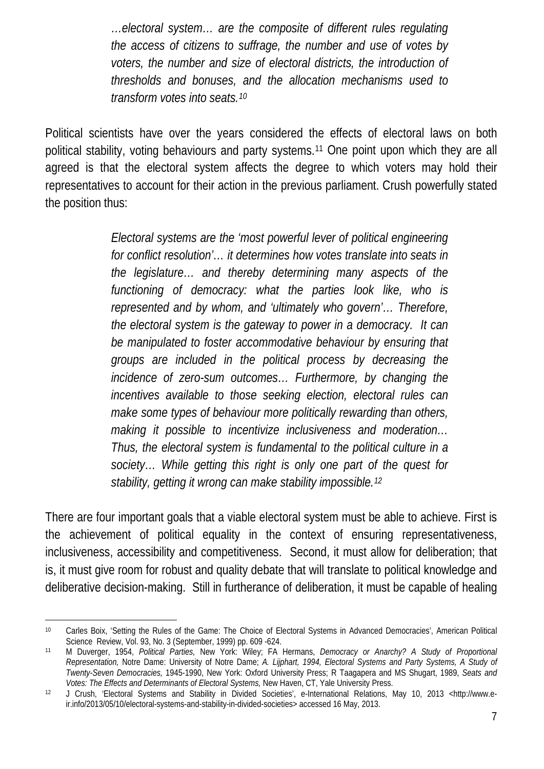> *…electoral system… are the composite of different rules regulating the access of citizens to suffrage, the number and use of votes by voters, the number and size of electoral districts, the introduction of thresholds and bonuses, and the allocation mechanisms used to transform votes into seats.*[10]

Political scientists have over the years considered the effects of electoral laws on both political stability, voting behaviours and party systems.[11] One point upon which they are all agreed is that the electoral system affects the degree to which voters may hold their representatives to account for their action in the previous parliament. Crush powerfully stated the position thus:

> *Electoral systems are the 'most powerful lever of political engineering for conflict resolution'… it determines how votes translate into seats in the legislature… and thereby determining many aspects of the functioning of democracy: what the parties look like, who is represented and by whom, and 'ultimately who govern'… Therefore, the electoral system is the gateway to power in a democracy. It can be manipulated to foster accommodative behaviour by ensuring that groups are included in the political process by decreasing the incidence of zero-sum outcomes… Furthermore, by changing the incentives available to those seeking election, electoral rules can make some types of behaviour more politically rewarding than others, making it possible to incentivize inclusiveness and moderation… Thus, the electoral system is fundamental to the political culture in a society… While getting this right is only one part of the quest for stability, getting it wrong can make stability impossible.*[12]

There are four important goals that a viable electoral system must be able to achieve. First is the achievement of political equality in the context of ensuring representativeness, inclusiveness, accessibility and competitiveness. Second, it must allow for deliberation; that is, it must give room for robust and quality debate that will translate to political knowledge and deliberative decision-making. Still in furtherance of deliberation, it must be capable of healing

---

[10] Carles Boix, 'Setting the Rules of the Game: The Choice of Electoral Systems in Advanced Democracies', American Political Science Review, Vol. 93, No. 3 (September, 1999) pp. 609 -624.

[11] M Duverger, 1954, *Political Parties,* New York: Wiley; FA Hermans, *Democracy or Anarchy? A Study of Proportional Representation,* Notre Dame: University of Notre Dame; *A. Lijphart, 1994, Electoral Systems and Party Systems, A Study of Twenty-Seven Democracies,* 1945-1990, New York: Oxford University Press; R Taagapera and MS Shugart, 1989, *Seats and Votes: The Effects and Determinants of Electoral Systems,* New Haven, CT, Yale University Press.

[12] J Crush, 'Electoral Systems and Stability in Divided Societies', e-International Relations, May 10, 2013 <http://www.e-ir.info/2013/05/10/electoral-systems-and-stability-in-divided-societies> accessed 16 May, 2013.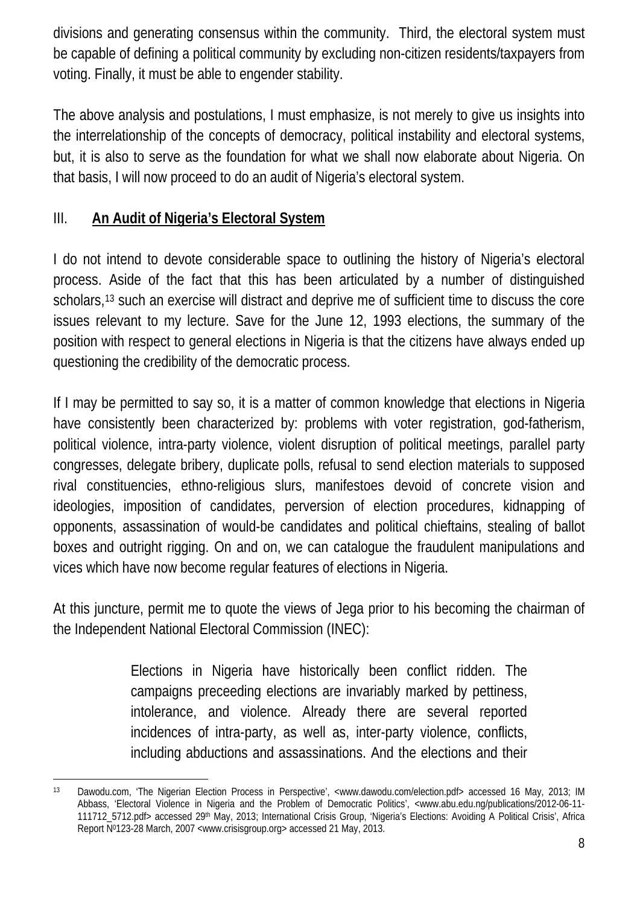divisions and generating consensus within the community. Third, the electoral system must be capable of defining a political community by excluding non-citizen residents/taxpayers from voting. Finally, it must be able to engender stability.

The above analysis and postulations, I must emphasize, is not merely to give us insights into the interrelationship of the concepts of democracy, political instability and electoral systems, but, it is also to serve as the foundation for what we shall now elaborate about Nigeria. On that basis, I will now proceed to do an audit of Nigeria's electoral system.

## III. **An Audit of Nigeria's Electoral System**

I do not intend to devote considerable space to outlining the history of Nigeria's electoral process. Aside of the fact that this has been articulated by a number of distinguished scholars,[13] such an exercise will distract and deprive me of sufficient time to discuss the core issues relevant to my lecture. Save for the June 12, 1993 elections, the summary of the position with respect to general elections in Nigeria is that the citizens have always ended up questioning the credibility of the democratic process.

If I may be permitted to say so, it is a matter of common knowledge that elections in Nigeria have consistently been characterized by: problems with voter registration, god-fatherism, political violence, intra-party violence, violent disruption of political meetings, parallel party congresses, delegate bribery, duplicate polls, refusal to send election materials to supposed rival constituencies, ethno-religious slurs, manifestoes devoid of concrete vision and ideologies, imposition of candidates, perversion of election procedures, kidnapping of opponents, assassination of would-be candidates and political chieftains, stealing of ballot boxes and outright rigging. On and on, we can catalogue the fraudulent manipulations and vices which have now become regular features of elections in Nigeria.

At this juncture, permit me to quote the views of Jega prior to his becoming the chairman of the Independent National Electoral Commission (INEC):

> Elections in Nigeria have historically been conflict ridden. The campaigns preceeding elections are invariably marked by pettiness, intolerance, and violence. Already there are several reported incidences of intra-party, as well as, inter-party violence, conflicts, including abductions and assassinations. And the elections and their

---

[13] Dawodu.com, 'The Nigerian Election Process in Perspective', <www.dawodu.com/election.pdf> accessed 16 May, 2013; IM Abbass, 'Electoral Violence in Nigeria and the Problem of Democratic Politics', <www.abu.edu.ng/publications/2012-06-11-111712_5712.pdf> accessed 29th May, 2013; International Crisis Group, 'Nigeria's Elections: Avoiding A Political Crisis', Africa Report Nº123-28 March, 2007 <www.crisisgroup.org> accessed 21 May, 2013.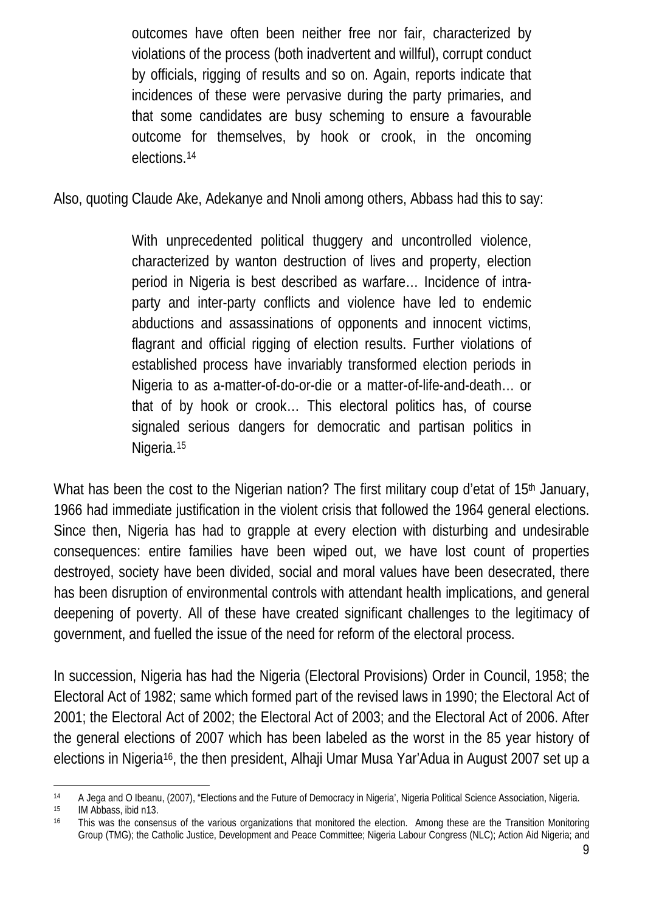> outcomes have often been neither free nor fair, characterized by violations of the process (both inadvertent and willful), corrupt conduct by officials, rigging of results and so on. Again, reports indicate that incidences of these were pervasive during the party primaries, and that some candidates are busy scheming to ensure a favourable outcome for themselves, by hook or crook, in the oncoming elections.[14]

Also, quoting Claude Ake, Adekanye and Nnoli among others, Abbass had this to say:

> With unprecedented political thuggery and uncontrolled violence, characterized by wanton destruction of lives and property, election period in Nigeria is best described as warfare… Incidence of intra-party and inter-party conflicts and violence have led to endemic abductions and assassinations of opponents and innocent victims, flagrant and official rigging of election results. Further violations of established process have invariably transformed election periods in Nigeria to as a-matter-of-do-or-die or a matter-of-life-and-death… or that of by hook or crook… This electoral politics has, of course signaled serious dangers for democratic and partisan politics in Nigeria.[15]

What has been the cost to the Nigerian nation? The first military coup d'etat of 15th January, 1966 had immediate justification in the violent crisis that followed the 1964 general elections. Since then, Nigeria has had to grapple at every election with disturbing and undesirable consequences: entire families have been wiped out, we have lost count of properties destroyed, society have been divided, social and moral values have been desecrated, there has been disruption of environmental controls with attendant health implications, and general deepening of poverty. All of these have created significant challenges to the legitimacy of government, and fuelled the issue of the need for reform of the electoral process.

In succession, Nigeria has had the Nigeria (Electoral Provisions) Order in Council, 1958; the Electoral Act of 1982; same which formed part of the revised laws in 1990; the Electoral Act of 2001; the Electoral Act of 2002; the Electoral Act of 2003; and the Electoral Act of 2006. After the general elections of 2007 which has been labeled as the worst in the 85 year history of elections in Nigeria[16], the then president, Alhaji Umar Musa Yar'Adua in August 2007 set up a

---

[14] A Jega and O Ibeanu, (2007), "Elections and the Future of Democracy in Nigeria', Nigeria Political Science Association, Nigeria.

[15] IM Abbass, ibid n13.

[16] This was the consensus of the various organizations that monitored the election. Among these are the Transition Monitoring Group (TMG); the Catholic Justice, Development and Peace Committee; Nigeria Labour Congress (NLC); Action Aid Nigeria; and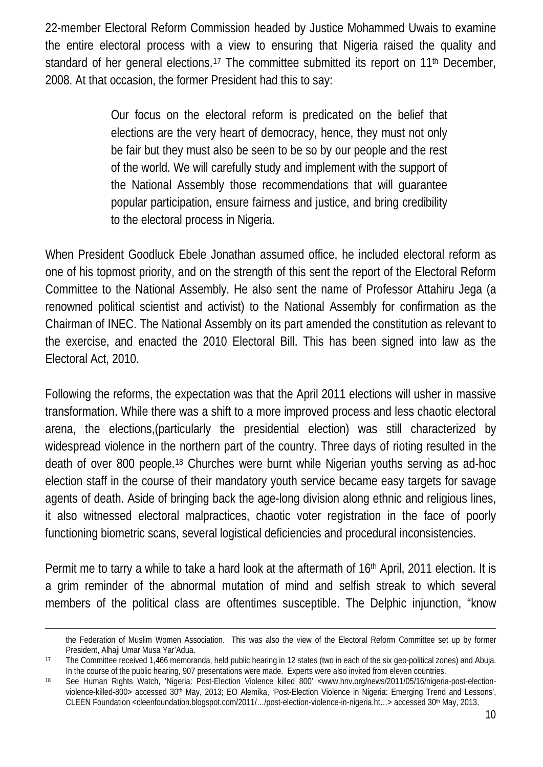22-member Electoral Reform Commission headed by Justice Mohammed Uwais to examine the entire electoral process with a view to ensuring that Nigeria raised the quality and standard of her general elections.[17] The committee submitted its report on 11th December, 2008. At that occasion, the former President had this to say:

> Our focus on the electoral reform is predicated on the belief that elections are the very heart of democracy, hence, they must not only be fair but they must also be seen to be so by our people and the rest of the world. We will carefully study and implement with the support of the National Assembly those recommendations that will guarantee popular participation, ensure fairness and justice, and bring credibility to the electoral process in Nigeria.

When President Goodluck Ebele Jonathan assumed office, he included electoral reform as one of his topmost priority, and on the strength of this sent the report of the Electoral Reform Committee to the National Assembly. He also sent the name of Professor Attahiru Jega (a renowned political scientist and activist) to the National Assembly for confirmation as the Chairman of INEC. The National Assembly on its part amended the constitution as relevant to the exercise, and enacted the 2010 Electoral Bill. This has been signed into law as the Electoral Act, 2010.

Following the reforms, the expectation was that the April 2011 elections will usher in massive transformation. While there was a shift to a more improved process and less chaotic electoral arena, the elections,(particularly the presidential election) was still characterized by widespread violence in the northern part of the country. Three days of rioting resulted in the death of over 800 people.[18] Churches were burnt while Nigerian youths serving as ad-hoc election staff in the course of their mandatory youth service became easy targets for savage agents of death. Aside of bringing back the age-long division along ethnic and religious lines, it also witnessed electoral malpractices, chaotic voter registration in the face of poorly functioning biometric scans, several logistical deficiencies and procedural inconsistencies.

Permit me to tarry a while to take a hard look at the aftermath of 16th April, 2011 election. It is a grim reminder of the abnormal mutation of mind and selfish streak to which several members of the political class are oftentimes susceptible. The Delphic injunction, "know

---

the Federation of Muslim Women Association. This was also the view of the Electoral Reform Committee set up by former President, Alhaji Umar Musa Yar'Adua.

[17] The Committee received 1,466 memoranda, held public hearing in 12 states (two in each of the six geo-political zones) and Abuja. In the course of the public hearing, 907 presentations were made. Experts were also invited from eleven countries.

[18] See Human Rights Watch, 'Nigeria: Post-Election Violence killed 800' <www.hnv.org/news/2011/05/16/nigeria-post-election-violence-killed-800> accessed 30th May, 2013; EO Alemika, 'Post-Election Violence in Nigeria: Emerging Trend and Lessons', CLEEN Foundation <cleenfoundation.blogspot.com/2011/…/post-election-violence-in-nigeria.ht…> accessed 30th May, 2013.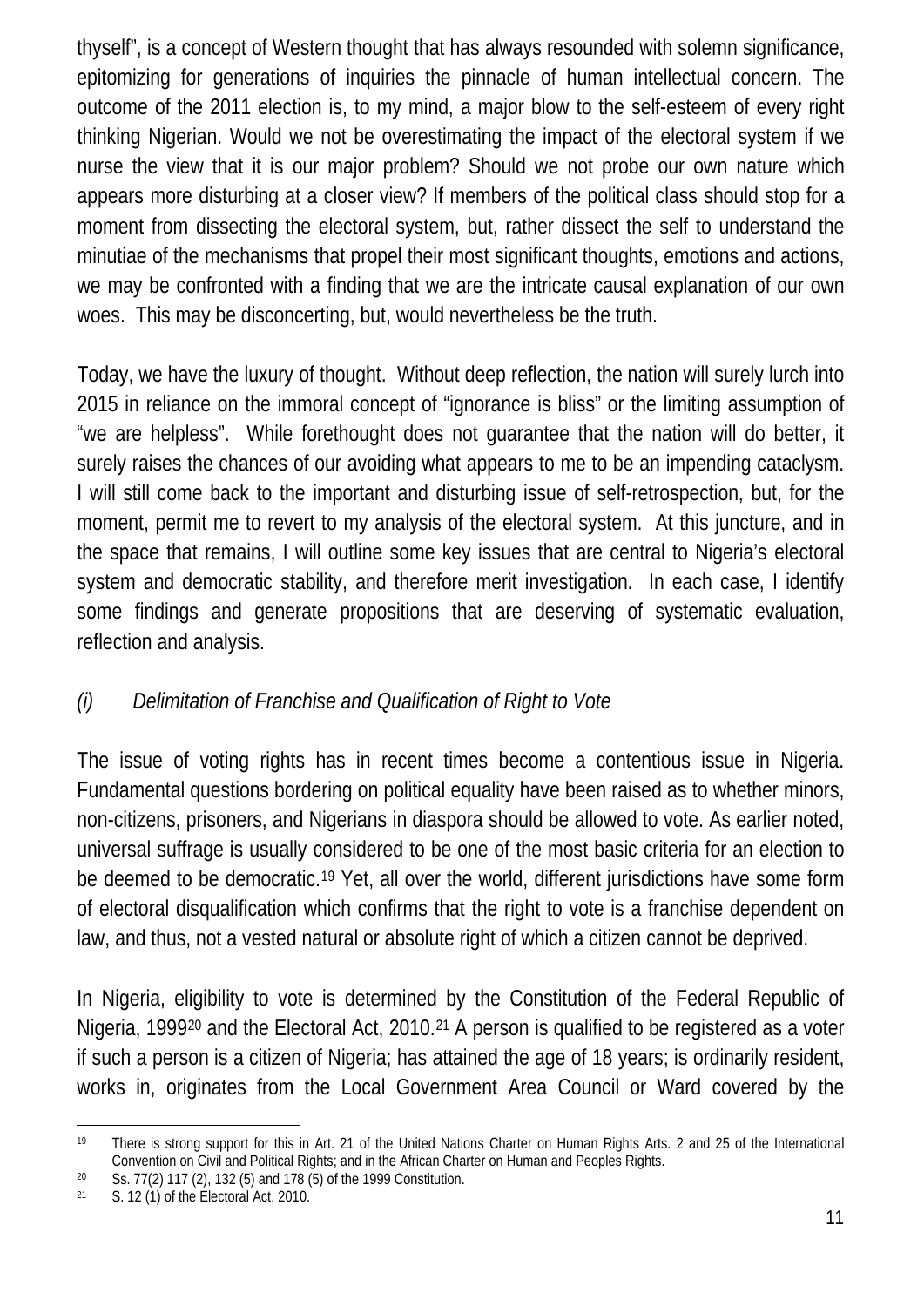thyself", is a concept of Western thought that has always resounded with solemn significance, epitomizing for generations of inquiries the pinnacle of human intellectual concern. The outcome of the 2011 election is, to my mind, a major blow to the self-esteem of every right thinking Nigerian. Would we not be overestimating the impact of the electoral system if we nurse the view that it is our major problem? Should we not probe our own nature which appears more disturbing at a closer view? If members of the political class should stop for a moment from dissecting the electoral system, but, rather dissect the self to understand the minutiae of the mechanisms that propel their most significant thoughts, emotions and actions, we may be confronted with a finding that we are the intricate causal explanation of our own woes. This may be disconcerting, but, would nevertheless be the truth.

Today, we have the luxury of thought. Without deep reflection, the nation will surely lurch into 2015 in reliance on the immoral concept of "ignorance is bliss" or the limiting assumption of "we are helpless". While forethought does not guarantee that the nation will do better, it surely raises the chances of our avoiding what appears to me to be an impending cataclysm. I will still come back to the important and disturbing issue of self-retrospection, but, for the moment, permit me to revert to my analysis of the electoral system. At this juncture, and in the space that remains, I will outline some key issues that are central to Nigeria's electoral system and democratic stability, and therefore merit investigation. In each case, I identify some findings and generate propositions that are deserving of systematic evaluation, reflection and analysis.

*(i) Delimitation of Franchise and Qualification of Right to Vote*

The issue of voting rights has in recent times become a contentious issue in Nigeria. Fundamental questions bordering on political equality have been raised as to whether minors, non-citizens, prisoners, and Nigerians in diaspora should be allowed to vote. As earlier noted, universal suffrage is usually considered to be one of the most basic criteria for an election to be deemed to be democratic.[19] Yet, all over the world, different jurisdictions have some form of electoral disqualification which confirms that the right to vote is a franchise dependent on law, and thus, not a vested natural or absolute right of which a citizen cannot be deprived.

In Nigeria, eligibility to vote is determined by the Constitution of the Federal Republic of Nigeria, 1999[20] and the Electoral Act, 2010.[21] A person is qualified to be registered as a voter if such a person is a citizen of Nigeria; has attained the age of 18 years; is ordinarily resident, works in, originates from the Local Government Area Council or Ward covered by the

---

[19] There is strong support for this in Art. 21 of the United Nations Charter on Human Rights Arts. 2 and 25 of the International Convention on Civil and Political Rights; and in the African Charter on Human and Peoples Rights.

[20] Ss. 77(2) 117 (2), 132 (5) and 178 (5) of the 1999 Constitution.

[21] S. 12 (1) of the Electoral Act, 2010.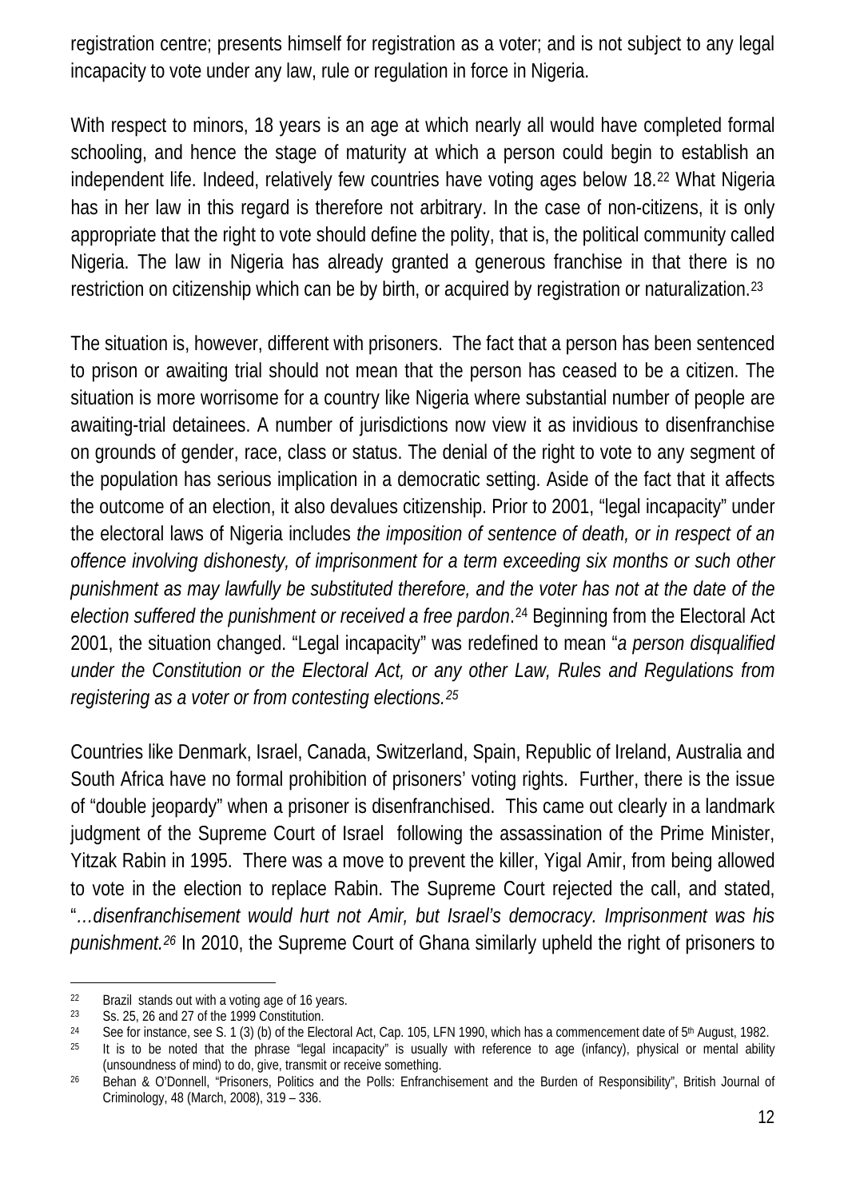registration centre; presents himself for registration as a voter; and is not subject to any legal incapacity to vote under any law, rule or regulation in force in Nigeria.

With respect to minors, 18 years is an age at which nearly all would have completed formal schooling, and hence the stage of maturity at which a person could begin to establish an independent life. Indeed, relatively few countries have voting ages below 18.[22] What Nigeria has in her law in this regard is therefore not arbitrary. In the case of non-citizens, it is only appropriate that the right to vote should define the polity, that is, the political community called Nigeria. The law in Nigeria has already granted a generous franchise in that there is no restriction on citizenship which can be by birth, or acquired by registration or naturalization.[23]

The situation is, however, different with prisoners. The fact that a person has been sentenced to prison or awaiting trial should not mean that the person has ceased to be a citizen. The situation is more worrisome for a country like Nigeria where substantial number of people are awaiting-trial detainees. A number of jurisdictions now view it as invidious to disenfranchise on grounds of gender, race, class or status. The denial of the right to vote to any segment of the population has serious implication in a democratic setting. Aside of the fact that it affects the outcome of an election, it also devalues citizenship. Prior to 2001, "legal incapacity" under the electoral laws of Nigeria includes *the imposition of sentence of death, or in respect of an offence involving dishonesty, of imprisonment for a term exceeding six months or such other punishment as may lawfully be substituted therefore, and the voter has not at the date of the election suffered the punishment or received a free pardon*.[24] Beginning from the Electoral Act 2001, the situation changed. "Legal incapacity" was redefined to mean "*a person disqualified under the Constitution or the Electoral Act, or any other Law, Rules and Regulations from registering as a voter or from contesting elections.*[25]

Countries like Denmark, Israel, Canada, Switzerland, Spain, Republic of Ireland, Australia and South Africa have no formal prohibition of prisoners' voting rights. Further, there is the issue of "double jeopardy" when a prisoner is disenfranchised. This came out clearly in a landmark judgment of the Supreme Court of Israel following the assassination of the Prime Minister, Yitzak Rabin in 1995. There was a move to prevent the killer, Yigal Amir, from being allowed to vote in the election to replace Rabin. The Supreme Court rejected the call, and stated, "*…disenfranchisement would hurt not Amir, but Israel's democracy. Imprisonment was his punishment.*[26] In 2010, the Supreme Court of Ghana similarly upheld the right of prisoners to

---

[22] Brazil stands out with a voting age of 16 years.

[23] Ss. 25, 26 and 27 of the 1999 Constitution.

[24] See for instance, see S. 1 (3) (b) of the Electoral Act, Cap. 105, LFN 1990, which has a commencement date of 5th August, 1982.

[25] It is to be noted that the phrase "legal incapacity" is usually with reference to age (infancy), physical or mental ability (unsoundness of mind) to do, give, transmit or receive something.

[26] Behan & O'Donnell, "Prisoners, Politics and the Polls: Enfranchisement and the Burden of Responsibility", British Journal of Criminology, 48 (March, 2008), 319 – 336.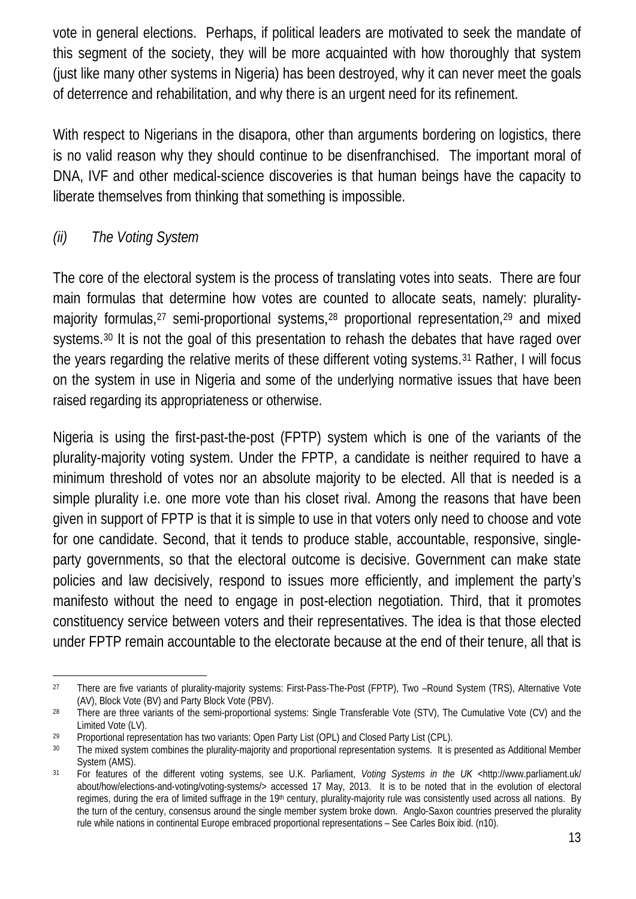vote in general elections. Perhaps, if political leaders are motivated to seek the mandate of this segment of the society, they will be more acquainted with how thoroughly that system (just like many other systems in Nigeria) has been destroyed, why it can never meet the goals of deterrence and rehabilitation, and why there is an urgent need for its refinement.

With respect to Nigerians in the disapora, other than arguments bordering on logistics, there is no valid reason why they should continue to be disenfranchised. The important moral of DNA, IVF and other medical-science discoveries is that human beings have the capacity to liberate themselves from thinking that something is impossible.

### *(ii) The Voting System*

The core of the electoral system is the process of translating votes into seats. There are four main formulas that determine how votes are counted to allocate seats, namely: plurality-majority formulas,[27] semi-proportional systems,[28] proportional representation,[29] and mixed systems.[30] It is not the goal of this presentation to rehash the debates that have raged over the years regarding the relative merits of these different voting systems.[31] Rather, I will focus on the system in use in Nigeria and some of the underlying normative issues that have been raised regarding its appropriateness or otherwise.

Nigeria is using the first-past-the-post (FPTP) system which is one of the variants of the plurality-majority voting system. Under the FPTP, a candidate is neither required to have a minimum threshold of votes nor an absolute majority to be elected. All that is needed is a simple plurality i.e. one more vote than his closet rival. Among the reasons that have been given in support of FPTP is that it is simple to use in that voters only need to choose and vote for one candidate. Second, that it tends to produce stable, accountable, responsive, single-party governments, so that the electoral outcome is decisive. Government can make state policies and law decisively, respond to issues more efficiently, and implement the party's manifesto without the need to engage in post-election negotiation. Third, that it promotes constituency service between voters and their representatives. The idea is that those elected under FPTP remain accountable to the electorate because at the end of their tenure, all that is

---

[27] There are five variants of plurality-majority systems: First-Pass-The-Post (FPTP), Two –Round System (TRS), Alternative Vote (AV), Block Vote (BV) and Party Block Vote (PBV).

[28] There are three variants of the semi-proportional systems: Single Transferable Vote (STV), The Cumulative Vote (CV) and the Limited Vote (LV).

[29] Proportional representation has two variants: Open Party List (OPL) and Closed Party List (CPL).

[30] The mixed system combines the plurality-majority and proportional representation systems. It is presented as Additional Member System (AMS).

[31] For features of the different voting systems, see U.K. Parliament, *Voting Systems in the UK* <http://www.parliament.uk/about/how/elections-and-voting/voting-systems/> accessed 17 May, 2013. It is to be noted that in the evolution of electoral regimes, during the era of limited suffrage in the 19th century, plurality-majority rule was consistently used across all nations. By the turn of the century, consensus around the single member system broke down. Anglo-Saxon countries preserved the plurality rule while nations in continental Europe embraced proportional representations – See Carles Boix ibid. (n10).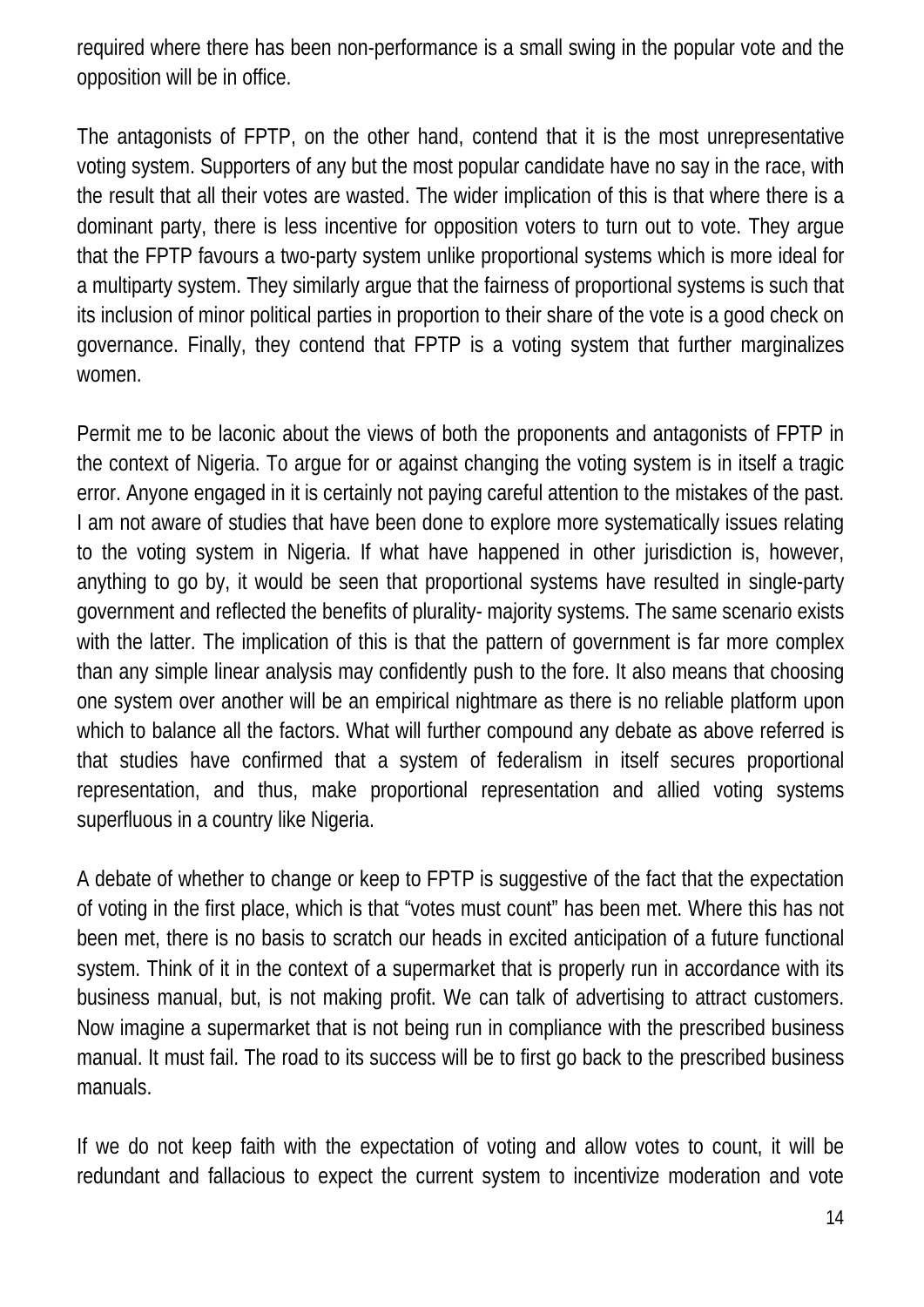required where there has been non-performance is a small swing in the popular vote and the opposition will be in office.

The antagonists of FPTP, on the other hand, contend that it is the most unrepresentative voting system. Supporters of any but the most popular candidate have no say in the race, with the result that all their votes are wasted. The wider implication of this is that where there is a dominant party, there is less incentive for opposition voters to turn out to vote. They argue that the FPTP favours a two-party system unlike proportional systems which is more ideal for a multiparty system. They similarly argue that the fairness of proportional systems is such that its inclusion of minor political parties in proportion to their share of the vote is a good check on governance. Finally, they contend that FPTP is a voting system that further marginalizes women.

Permit me to be laconic about the views of both the proponents and antagonists of FPTP in the context of Nigeria. To argue for or against changing the voting system is in itself a tragic error. Anyone engaged in it is certainly not paying careful attention to the mistakes of the past. I am not aware of studies that have been done to explore more systematically issues relating to the voting system in Nigeria. If what have happened in other jurisdiction is, however, anything to go by, it would be seen that proportional systems have resulted in single-party government and reflected the benefits of plurality- majority systems. The same scenario exists with the latter. The implication of this is that the pattern of government is far more complex than any simple linear analysis may confidently push to the fore. It also means that choosing one system over another will be an empirical nightmare as there is no reliable platform upon which to balance all the factors. What will further compound any debate as above referred is that studies have confirmed that a system of federalism in itself secures proportional representation, and thus, make proportional representation and allied voting systems superfluous in a country like Nigeria.

A debate of whether to change or keep to FPTP is suggestive of the fact that the expectation of voting in the first place, which is that "votes must count" has been met. Where this has not been met, there is no basis to scratch our heads in excited anticipation of a future functional system. Think of it in the context of a supermarket that is properly run in accordance with its business manual, but, is not making profit. We can talk of advertising to attract customers. Now imagine a supermarket that is not being run in compliance with the prescribed business manual. It must fail. The road to its success will be to first go back to the prescribed business manuals.

If we do not keep faith with the expectation of voting and allow votes to count, it will be redundant and fallacious to expect the current system to incentivize moderation and vote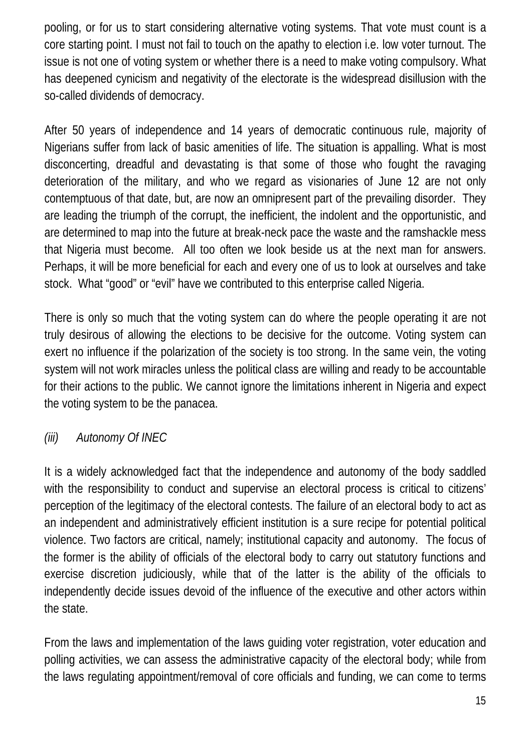pooling, or for us to start considering alternative voting systems. That vote must count is a core starting point. I must not fail to touch on the apathy to election i.e. low voter turnout. The issue is not one of voting system or whether there is a need to make voting compulsory. What has deepened cynicism and negativity of the electorate is the widespread disillusion with the so-called dividends of democracy.

After 50 years of independence and 14 years of democratic continuous rule, majority of Nigerians suffer from lack of basic amenities of life. The situation is appalling. What is most disconcerting, dreadful and devastating is that some of those who fought the ravaging deterioration of the military, and who we regard as visionaries of June 12 are not only contemptuous of that date, but, are now an omnipresent part of the prevailing disorder. They are leading the triumph of the corrupt, the inefficient, the indolent and the opportunistic, and are determined to map into the future at break-neck pace the waste and the ramshackle mess that Nigeria must become. All too often we look beside us at the next man for answers. Perhaps, it will be more beneficial for each and every one of us to look at ourselves and take stock. What "good" or "evil" have we contributed to this enterprise called Nigeria.

There is only so much that the voting system can do where the people operating it are not truly desirous of allowing the elections to be decisive for the outcome. Voting system can exert no influence if the polarization of the society is too strong. In the same vein, the voting system will not work miracles unless the political class are willing and ready to be accountable for their actions to the public. We cannot ignore the limitations inherent in Nigeria and expect the voting system to be the panacea.

*(iii) Autonomy Of INEC*

It is a widely acknowledged fact that the independence and autonomy of the body saddled with the responsibility to conduct and supervise an electoral process is critical to citizens' perception of the legitimacy of the electoral contests. The failure of an electoral body to act as an independent and administratively efficient institution is a sure recipe for potential political violence. Two factors are critical, namely; institutional capacity and autonomy. The focus of the former is the ability of officials of the electoral body to carry out statutory functions and exercise discretion judiciously, while that of the latter is the ability of the officials to independently decide issues devoid of the influence of the executive and other actors within the state.

From the laws and implementation of the laws guiding voter registration, voter education and polling activities, we can assess the administrative capacity of the electoral body; while from the laws regulating appointment/removal of core officials and funding, we can come to terms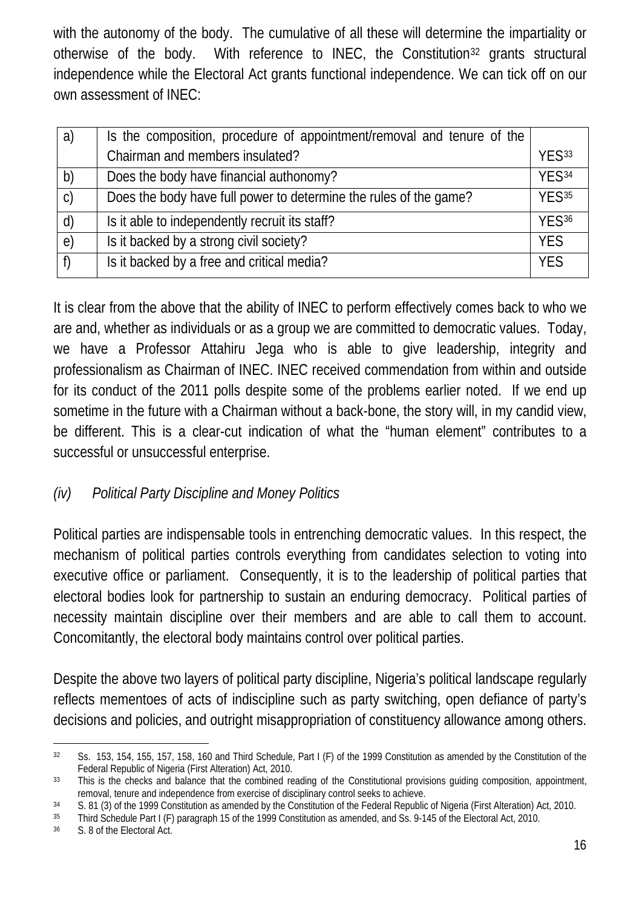with the autonomy of the body. The cumulative of all these will determine the impartiality or otherwise of the body. With reference to INEC, the Constitution[32] grants structural independence while the Electoral Act grants functional independence. We can tick off on our own assessment of INEC:

| | | |
|---|---|---|
| a) | Is the composition, procedure of appointment/removal and tenure of the Chairman and members insulated? | YES[33] |
| b) | Does the body have financial authonomy? | YES[34] |
| c) | Does the body have full power to determine the rules of the game? | YES[35] |
| d) | Is it able to independently recruit its staff? | YES[36] |
| e) | Is it backed by a strong civil society? | YES |
| f) | Is it backed by a free and critical media? | YES |

It is clear from the above that the ability of INEC to perform effectively comes back to who we are and, whether as individuals or as a group we are committed to democratic values. Today, we have a Professor Attahiru Jega who is able to give leadership, integrity and professionalism as Chairman of INEC. INEC received commendation from within and outside for its conduct of the 2011 polls despite some of the problems earlier noted. If we end up sometime in the future with a Chairman without a back-bone, the story will, in my candid view, be different. This is a clear-cut indication of what the "human element" contributes to a successful or unsuccessful enterprise.

*(iv) Political Party Discipline and Money Politics*

Political parties are indispensable tools in entrenching democratic values. In this respect, the mechanism of political parties controls everything from candidates selection to voting into executive office or parliament. Consequently, it is to the leadership of political parties that electoral bodies look for partnership to sustain an enduring democracy. Political parties of necessity maintain discipline over their members and are able to call them to account. Concomitantly, the electoral body maintains control over political parties.

Despite the above two layers of political party discipline, Nigeria's political landscape regularly reflects mementoes of acts of indiscipline such as party switching, open defiance of party's decisions and policies, and outright misappropriation of constituency allowance among others.

---

[32] Ss. 153, 154, 155, 157, 158, 160 and Third Schedule, Part I (F) of the 1999 Constitution as amended by the Constitution of the Federal Republic of Nigeria (First Alteration) Act, 2010.

[33] This is the checks and balance that the combined reading of the Constitutional provisions guiding composition, appointment, removal, tenure and independence from exercise of disciplinary control seeks to achieve.

[34] S. 81 (3) of the 1999 Constitution as amended by the Constitution of the Federal Republic of Nigeria (First Alteration) Act, 2010.

[35] Third Schedule Part I (F) paragraph 15 of the 1999 Constitution as amended, and Ss. 9-145 of the Electoral Act, 2010.

[36] S. 8 of the Electoral Act.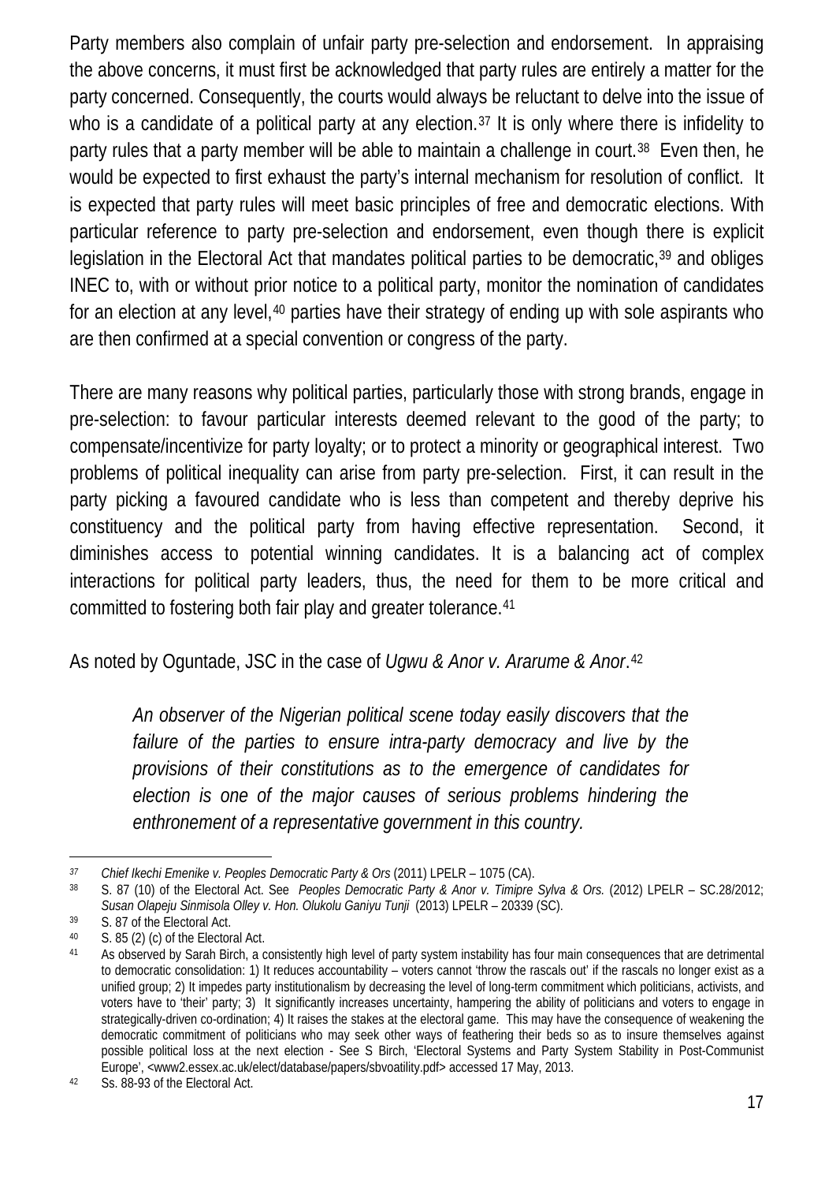Party members also complain of unfair party pre-selection and endorsement. In appraising the above concerns, it must first be acknowledged that party rules are entirely a matter for the party concerned. Consequently, the courts would always be reluctant to delve into the issue of who is a candidate of a political party at any election.[37] It is only where there is infidelity to party rules that a party member will be able to maintain a challenge in court.[38] Even then, he would be expected to first exhaust the party's internal mechanism for resolution of conflict. It is expected that party rules will meet basic principles of free and democratic elections. With particular reference to party pre-selection and endorsement, even though there is explicit legislation in the Electoral Act that mandates political parties to be democratic,[39] and obliges INEC to, with or without prior notice to a political party, monitor the nomination of candidates for an election at any level,[40] parties have their strategy of ending up with sole aspirants who are then confirmed at a special convention or congress of the party.

There are many reasons why political parties, particularly those with strong brands, engage in pre-selection: to favour particular interests deemed relevant to the good of the party; to compensate/incentivize for party loyalty; or to protect a minority or geographical interest. Two problems of political inequality can arise from party pre-selection. First, it can result in the party picking a favoured candidate who is less than competent and thereby deprive his constituency and the political party from having effective representation. Second, it diminishes access to potential winning candidates. It is a balancing act of complex interactions for political party leaders, thus, the need for them to be more critical and committed to fostering both fair play and greater tolerance.[41]

As noted by Oguntade, JSC in the case of *Ugwu & Anor v. Ararume & Anor*.[42]

> *An observer of the Nigerian political scene today easily discovers that the failure of the parties to ensure intra-party democracy and live by the provisions of their constitutions as to the emergence of candidates for election is one of the major causes of serious problems hindering the enthronement of a representative government in this country.*

---

[37] *Chief Ikechi Emenike v. Peoples Democratic Party & Ors* (2011) LPELR – 1075 (CA).

[38] S. 87 (10) of the Electoral Act. See *Peoples Democratic Party & Anor v. Timipre Sylva & Ors.* (2012) LPELR – SC.28/2012; *Susan Olapeju Sinmisola Olley v. Hon. Olukolu Ganiyu Tunji* (2013) LPELR – 20339 (SC).

[39] S. 87 of the Electoral Act.

[40] S. 85 (2) (c) of the Electoral Act.

[41] As observed by Sarah Birch, a consistently high level of party system instability has four main consequences that are detrimental to democratic consolidation: 1) It reduces accountability – voters cannot 'throw the rascals out' if the rascals no longer exist as a unified group; 2) It impedes party institutionalism by decreasing the level of long-term commitment which politicians, activists, and voters have to 'their' party; 3) It significantly increases uncertainty, hampering the ability of politicians and voters to engage in strategically-driven co-ordination; 4) It raises the stakes at the electoral game. This may have the consequence of weakening the democratic commitment of politicians who may seek other ways of feathering their beds so as to insure themselves against possible political loss at the next election - See S Birch, 'Electoral Systems and Party System Stability in Post-Communist Europe', <www2.essex.ac.uk/elect/database/papers/sbvoatility.pdf> accessed 17 May, 2013.

[42] Ss. 88-93 of the Electoral Act.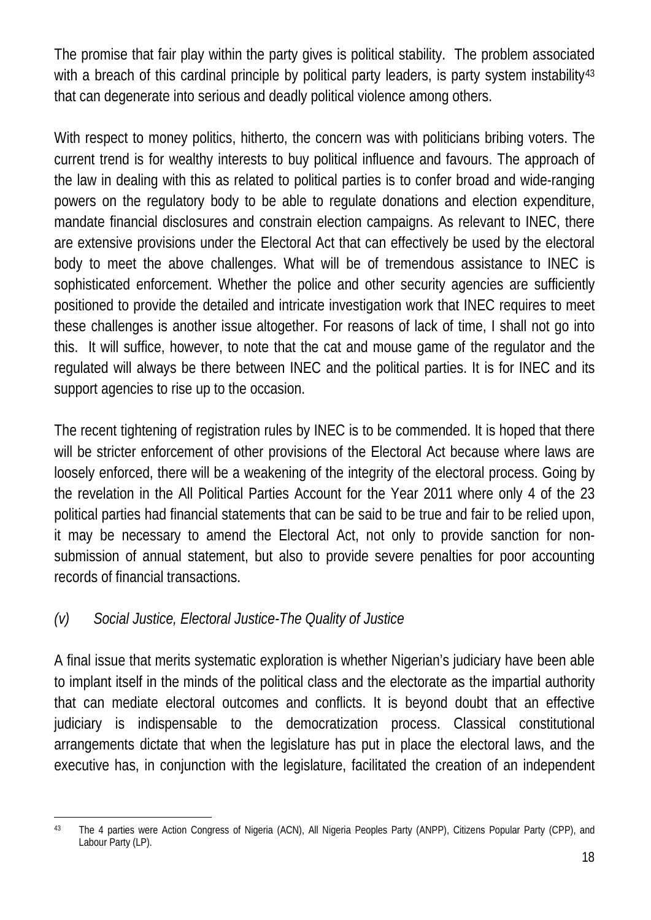The promise that fair play within the party gives is political stability. The problem associated with a breach of this cardinal principle by political party leaders, is party system instability[43] that can degenerate into serious and deadly political violence among others.

With respect to money politics, hitherto, the concern was with politicians bribing voters. The current trend is for wealthy interests to buy political influence and favours. The approach of the law in dealing with this as related to political parties is to confer broad and wide-ranging powers on the regulatory body to be able to regulate donations and election expenditure, mandate financial disclosures and constrain election campaigns. As relevant to INEC, there are extensive provisions under the Electoral Act that can effectively be used by the electoral body to meet the above challenges. What will be of tremendous assistance to INEC is sophisticated enforcement. Whether the police and other security agencies are sufficiently positioned to provide the detailed and intricate investigation work that INEC requires to meet these challenges is another issue altogether. For reasons of lack of time, I shall not go into this. It will suffice, however, to note that the cat and mouse game of the regulator and the regulated will always be there between INEC and the political parties. It is for INEC and its support agencies to rise up to the occasion.

The recent tightening of registration rules by INEC is to be commended. It is hoped that there will be stricter enforcement of other provisions of the Electoral Act because where laws are loosely enforced, there will be a weakening of the integrity of the electoral process. Going by the revelation in the All Political Parties Account for the Year 2011 where only 4 of the 23 political parties had financial statements that can be said to be true and fair to be relied upon, it may be necessary to amend the Electoral Act, not only to provide sanction for non-submission of annual statement, but also to provide severe penalties for poor accounting records of financial transactions.

*(v) Social Justice, Electoral Justice-The Quality of Justice*

A final issue that merits systematic exploration is whether Nigerian's judiciary have been able to implant itself in the minds of the political class and the electorate as the impartial authority that can mediate electoral outcomes and conflicts. It is beyond doubt that an effective judiciary is indispensable to the democratization process. Classical constitutional arrangements dictate that when the legislature has put in place the electoral laws, and the executive has, in conjunction with the legislature, facilitated the creation of an independent

---

[43] The 4 parties were Action Congress of Nigeria (ACN), All Nigeria Peoples Party (ANPP), Citizens Popular Party (CPP), and Labour Party (LP).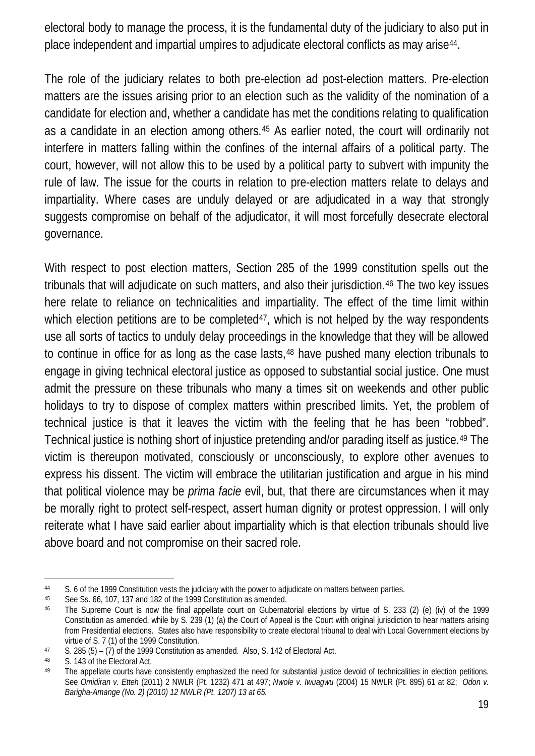electoral body to manage the process, it is the fundamental duty of the judiciary to also put in place independent and impartial umpires to adjudicate electoral conflicts as may arise[44].

The role of the judiciary relates to both pre-election ad post-election matters. Pre-election matters are the issues arising prior to an election such as the validity of the nomination of a candidate for election and, whether a candidate has met the conditions relating to qualification as a candidate in an election among others.[45] As earlier noted, the court will ordinarily not interfere in matters falling within the confines of the internal affairs of a political party. The court, however, will not allow this to be used by a political party to subvert with impunity the rule of law. The issue for the courts in relation to pre-election matters relate to delays and impartiality. Where cases are unduly delayed or are adjudicated in a way that strongly suggests compromise on behalf of the adjudicator, it will most forcefully desecrate electoral governance.

With respect to post election matters, Section 285 of the 1999 constitution spells out the tribunals that will adjudicate on such matters, and also their jurisdiction.[46] The two key issues here relate to reliance on technicalities and impartiality. The effect of the time limit within which election petitions are to be completed[47], which is not helped by the way respondents use all sorts of tactics to unduly delay proceedings in the knowledge that they will be allowed to continue in office for as long as the case lasts,[48] have pushed many election tribunals to engage in giving technical electoral justice as opposed to substantial social justice. One must admit the pressure on these tribunals who many a times sit on weekends and other public holidays to try to dispose of complex matters within prescribed limits. Yet, the problem of technical justice is that it leaves the victim with the feeling that he has been "robbed". Technical justice is nothing short of injustice pretending and/or parading itself as justice.[49] The victim is thereupon motivated, consciously or unconsciously, to explore other avenues to express his dissent. The victim will embrace the utilitarian justification and argue in his mind that political violence may be *prima facie* evil, but, that there are circumstances when it may be morally right to protect self-respect, assert human dignity or protest oppression. I will only reiterate what I have said earlier about impartiality which is that election tribunals should live above board and not compromise on their sacred role.

---

[44] S. 6 of the 1999 Constitution vests the judiciary with the power to adjudicate on matters between parties.

[45] See Ss. 66, 107, 137 and 182 of the 1999 Constitution as amended.

[46] The Supreme Court is now the final appellate court on Gubernatorial elections by virtue of S. 233 (2) (e) (iv) of the 1999 Constitution as amended, while by S. 239 (1) (a) the Court of Appeal is the Court with original jurisdiction to hear matters arising from Presidential elections. States also have responsibility to create electoral tribunal to deal with Local Government elections by virtue of S. 7 (1) of the 1999 Constitution.

[47] S. 285 (5) – (7) of the 1999 Constitution as amended. Also, S. 142 of Electoral Act.

[48] S. 143 of the Electoral Act.

[49] The appellate courts have consistently emphasized the need for substantial justice devoid of technicalities in election petitions. See *Omidiran v. Etteh* (2011) 2 NWLR (Pt. 1232) 471 at 497; *Nwole v. Iwuagwu* (2004) 15 NWLR (Pt. 895) 61 at 82; *Odon v. Barigha-Amange (No. 2) (2010) 12 NWLR (Pt. 1207) 13 at 65.*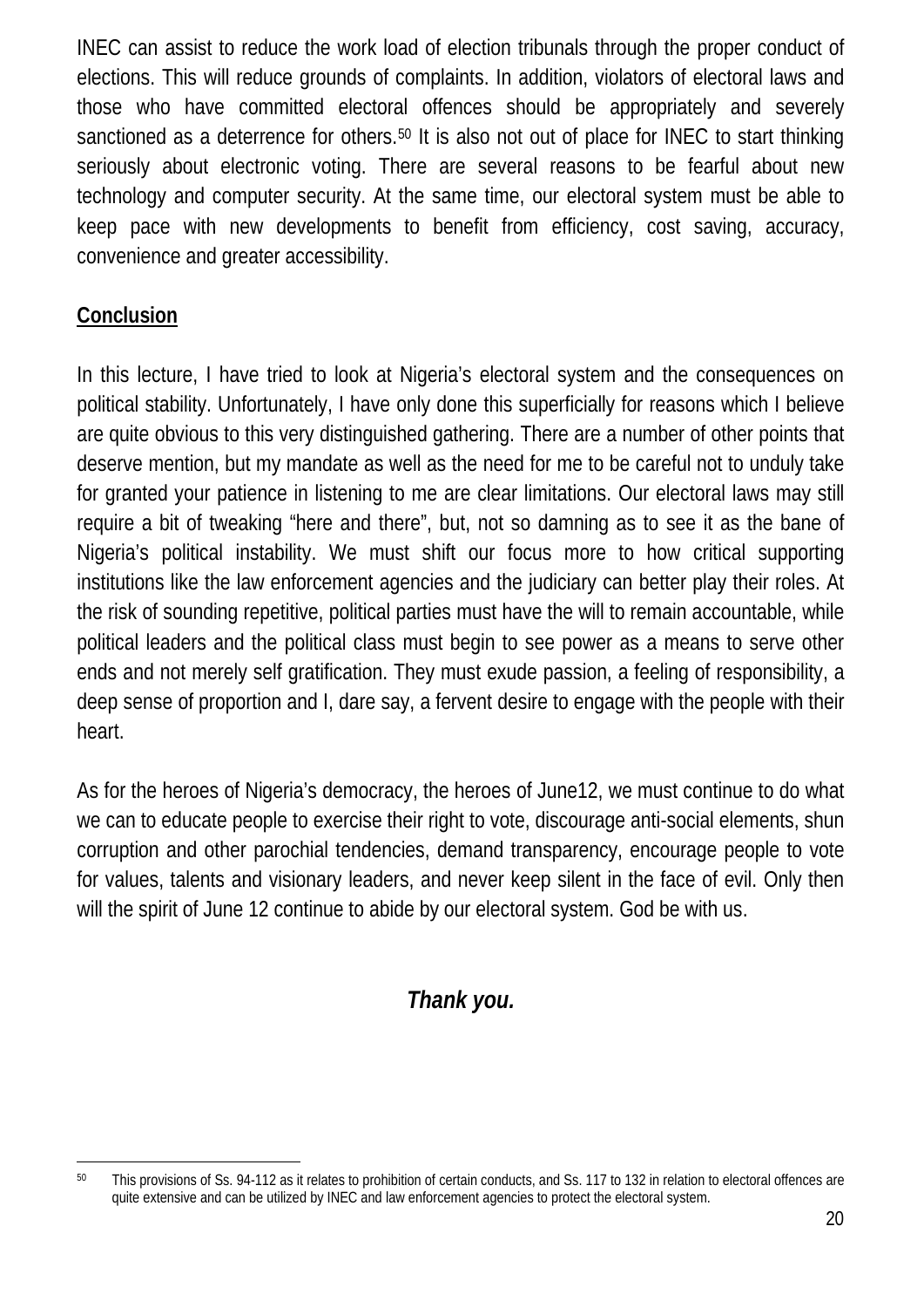INEC can assist to reduce the work load of election tribunals through the proper conduct of elections. This will reduce grounds of complaints. In addition, violators of electoral laws and those who have committed electoral offences should be appropriately and severely sanctioned as a deterrence for others.[50] It is also not out of place for INEC to start thinking seriously about electronic voting. There are several reasons to be fearful about new technology and computer security. At the same time, our electoral system must be able to keep pace with new developments to benefit from efficiency, cost saving, accuracy, convenience and greater accessibility.

## Conclusion

In this lecture, I have tried to look at Nigeria's electoral system and the consequences on political stability. Unfortunately, I have only done this superficially for reasons which I believe are quite obvious to this very distinguished gathering. There are a number of other points that deserve mention, but my mandate as well as the need for me to be careful not to unduly take for granted your patience in listening to me are clear limitations. Our electoral laws may still require a bit of tweaking "here and there", but, not so damning as to see it as the bane of Nigeria's political instability. We must shift our focus more to how critical supporting institutions like the law enforcement agencies and the judiciary can better play their roles. At the risk of sounding repetitive, political parties must have the will to remain accountable, while political leaders and the political class must begin to see power as a means to serve other ends and not merely self gratification. They must exude passion, a feeling of responsibility, a deep sense of proportion and I, dare say, a fervent desire to engage with the people with their heart.

As for the heroes of Nigeria's democracy, the heroes of June12, we must continue to do what we can to educate people to exercise their right to vote, discourage anti-social elements, shun corruption and other parochial tendencies, demand transparency, encourage people to vote for values, talents and visionary leaders, and never keep silent in the face of evil. Only then will the spirit of June 12 continue to abide by our electoral system. God be with us.

***Thank you.***

---

[50] This provisions of Ss. 94-112 as it relates to prohibition of certain conducts, and Ss. 117 to 132 in relation to electoral offences are quite extensive and can be utilized by INEC and law enforcement agencies to protect the electoral system.